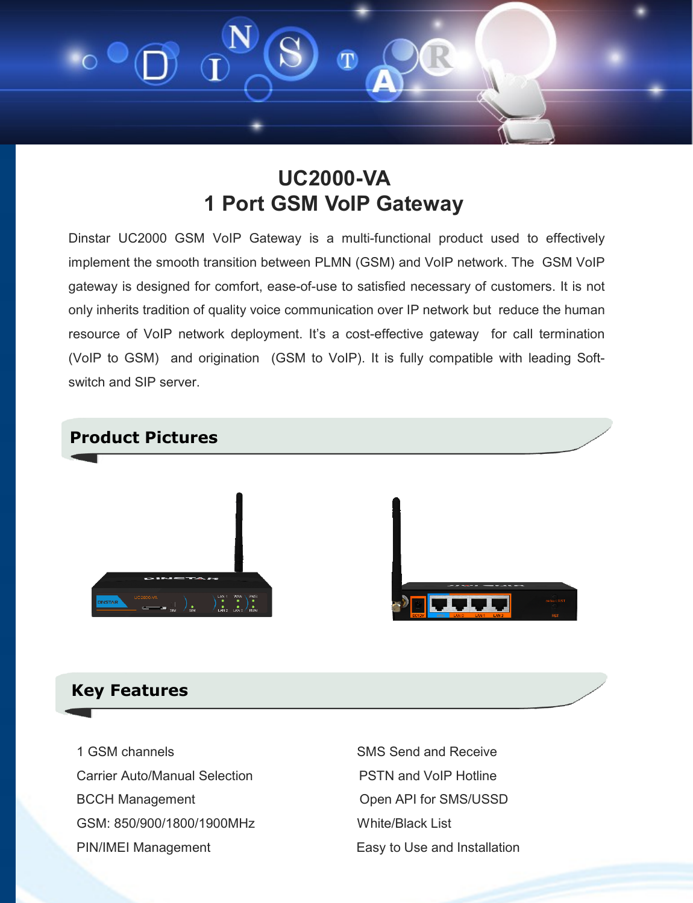# UC2000-VA
# 1 Port GSM VoIP Gateway

Dinstar UC2000 GSM VoIP Gateway is a multi-functional product used to effectively implement the smooth transition between PLMN (GSM) and VoIP network. The GSM VoIP gateway is designed for comfort, ease-of-use to satisfied necessary of customers. It is not only inherits tradition of quality voice communication over IP network but reduce the human resource of VoIP network deployment. It's a cost-effective gateway for call termination (VoIP to GSM) and origination (GSM to VoIP). It is fully compatible with leading Soft-switch and SIP server.

## Product Pictures

## Key Features

- 1 GSM channels
- Carrier Auto/Manual Selection
- BCCH Management
- GSM: 850/900/1800/1900MHz
- PIN/IMEI Management
- SMS Send and Receive
- PSTN and VoIP Hotline
- Open API for SMS/USSD
- White/Black List
- Easy to Use and Installation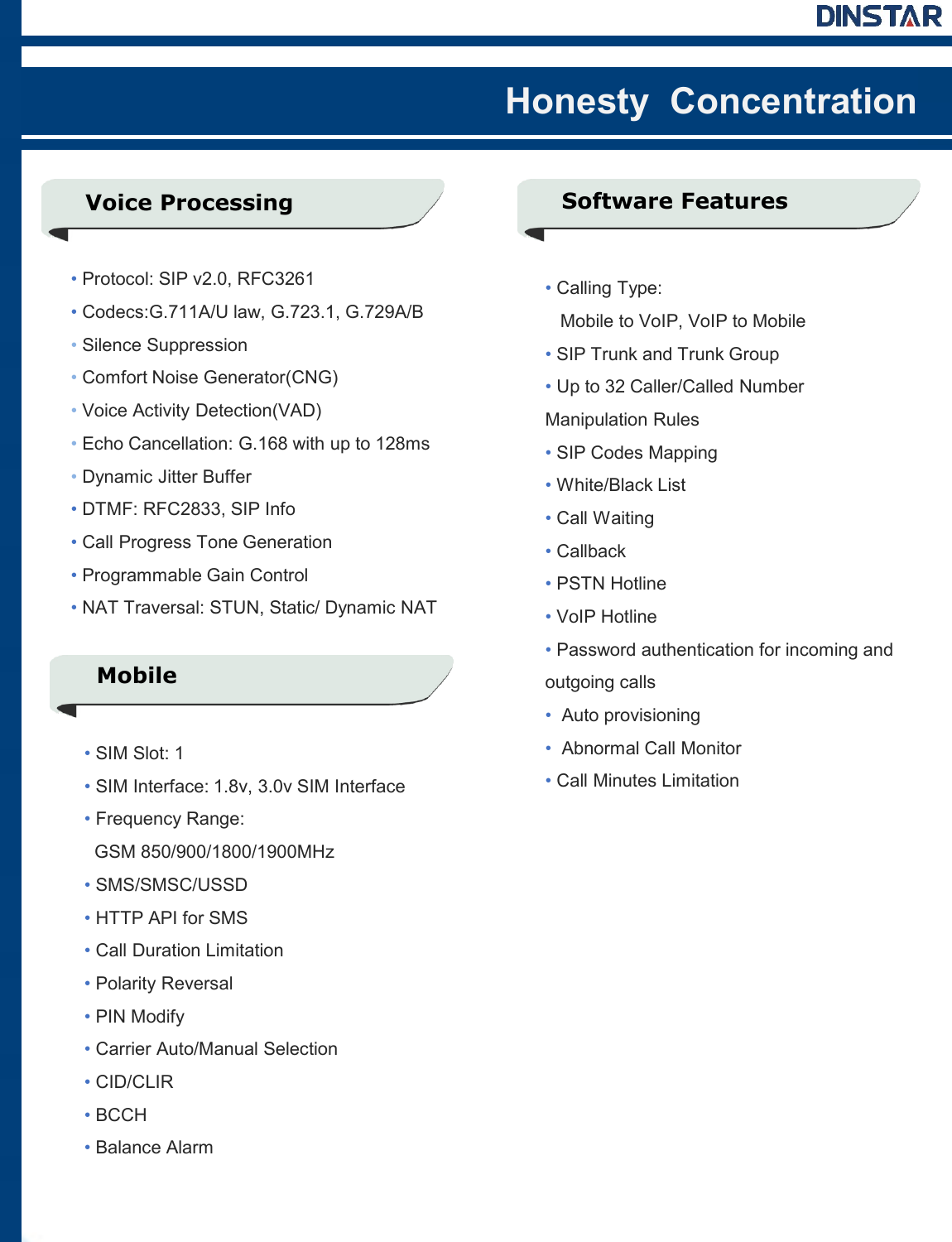# Honesty Concentration

## Voice Processing

- Protocol: SIP v2.0, RFC3261
- Codecs:G.711A/U law, G.723.1, G.729A/B
- Silence Suppression
- Comfort Noise Generator(CNG)
- Voice Activity Detection(VAD)
- Echo Cancellation: G.168 with up to 128ms
- Dynamic Jitter Buffer
- DTMF: RFC2833, SIP Info
- Call Progress Tone Generation
- Programmable Gain Control
- NAT Traversal: STUN, Static/ Dynamic NAT

## Mobile

- SIM Slot: 1
- SIM Interface: 1.8v, 3.0v SIM Interface
- Frequency Range:
  GSM 850/900/1800/1900MHz
- SMS/SMSC/USSD
- HTTP API for SMS
- Call Duration Limitation
- Polarity Reversal
- PIN Modify
- Carrier Auto/Manual Selection
- CID/CLIR
- BCCH
- Balance Alarm

## Software Features

- Calling Type:
  Mobile to VoIP, VoIP to Mobile
- SIP Trunk and Trunk Group
- Up to 32 Caller/Called Number Manipulation Rules
- SIP Codes Mapping
- White/Black List
- Call Waiting
- Callback
- PSTN Hotline
- VoIP Hotline
- Password authentication for incoming and outgoing calls
- Auto provisioning
- Abnormal Call Monitor
- Call Minutes Limitation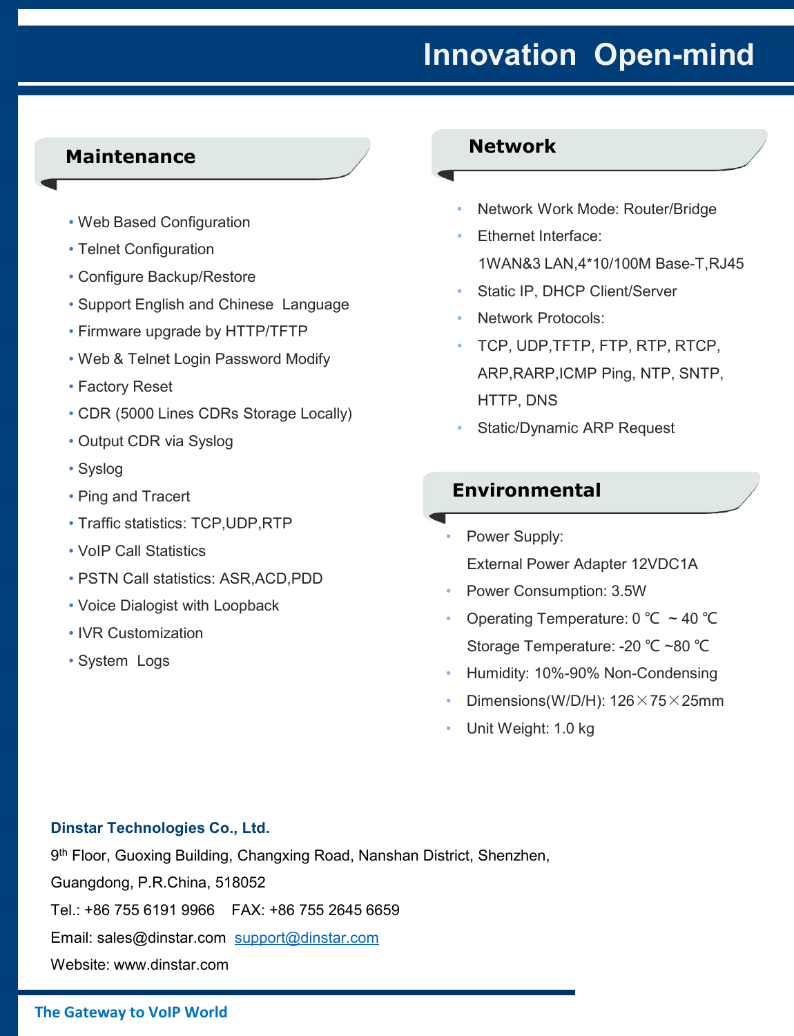## Maintenance

- Web Based Configuration
- Telnet Configuration
- Configure Backup/Restore
- Support English and Chinese Language
- Firmware upgrade by HTTP/TFTP
- Web & Telnet Login Password Modify
- Factory Reset
- CDR (5000 Lines CDRs Storage Locally)
- Output CDR via Syslog
- Syslog
- Ping and Tracert
- Traffic statistics: TCP,UDP,RTP
- VoIP Call Statistics
- PSTN Call statistics: ASR,ACD,PDD
- Voice Dialogist with Loopback
- IVR Customization
- System Logs

## Network

- Network Work Mode: Router/Bridge
- Ethernet Interface:
  1WAN&3 LAN,4*10/100M Base-T,RJ45
- Static IP, DHCP Client/Server
- Network Protocols:
- TCP, UDP,TFTP, FTP, RTP, RTCP, ARP,RARP,ICMP Ping, NTP, SNTP, HTTP, DNS
- Static/Dynamic ARP Request

## Environmental

- Power Supply:
  External Power Adapter 12VDC1A
- Power Consumption: 3.5W
- Operating Temperature: 0 ℃ ~ 40 ℃
  Storage Temperature: -20 ℃ ~80 ℃
- Humidity: 10%-90% Non-Condensing
- Dimensions(W/D/H): 126×75×25mm
- Unit Weight: 1.0 kg

**Dinstar Technologies Co., Ltd.**

9th Floor, Guoxing Building, Changxing Road, Nanshan District, Shenzhen, Guangdong, P.R.China, 518052

Tel.: +86 755 6191 9966 FAX: +86 755 2645 6659

Email: sales@dinstar.com support@dinstar.com

Website: www.dinstar.com